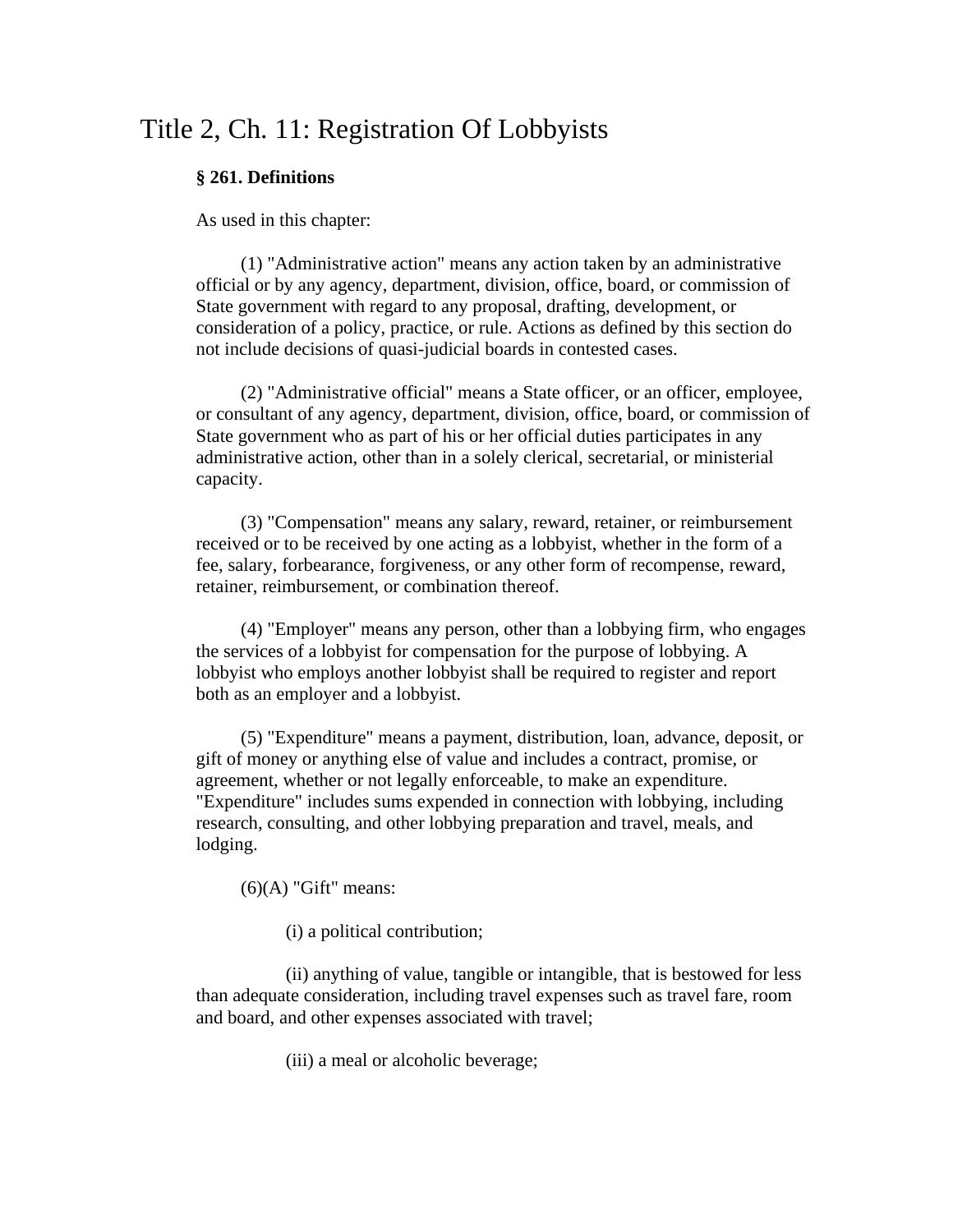# Title 2, Ch. 11: Registration Of Lobbyists

**§ 261. Definitions**

As used in this chapter:

(1) "Administrative action" means any action taken by an administrative official or by any agency, department, division, office, board, or commission of State government with regard to any proposal, drafting, development, or consideration of a policy, practice, or rule. Actions as defined by this section do not include decisions of quasi-judicial boards in contested cases.

(2) "Administrative official" means a State officer, or an officer, employee, or consultant of any agency, department, division, office, board, or commission of State government who as part of his or her official duties participates in any administrative action, other than in a solely clerical, secretarial, or ministerial capacity.

(3) "Compensation" means any salary, reward, retainer, or reimbursement received or to be received by one acting as a lobbyist, whether in the form of a fee, salary, forbearance, forgiveness, or any other form of recompense, reward, retainer, reimbursement, or combination thereof.

(4) "Employer" means any person, other than a lobbying firm, who engages the services of a lobbyist for compensation for the purpose of lobbying. A lobbyist who employs another lobbyist shall be required to register and report both as an employer and a lobbyist.

(5) "Expenditure" means a payment, distribution, loan, advance, deposit, or gift of money or anything else of value and includes a contract, promise, or agreement, whether or not legally enforceable, to make an expenditure. "Expenditure" includes sums expended in connection with lobbying, including research, consulting, and other lobbying preparation and travel, meals, and lodging.

(6)(A) "Gift" means:

(i) a political contribution;

(ii) anything of value, tangible or intangible, that is bestowed for less than adequate consideration, including travel expenses such as travel fare, room and board, and other expenses associated with travel;

(iii) a meal or alcoholic beverage;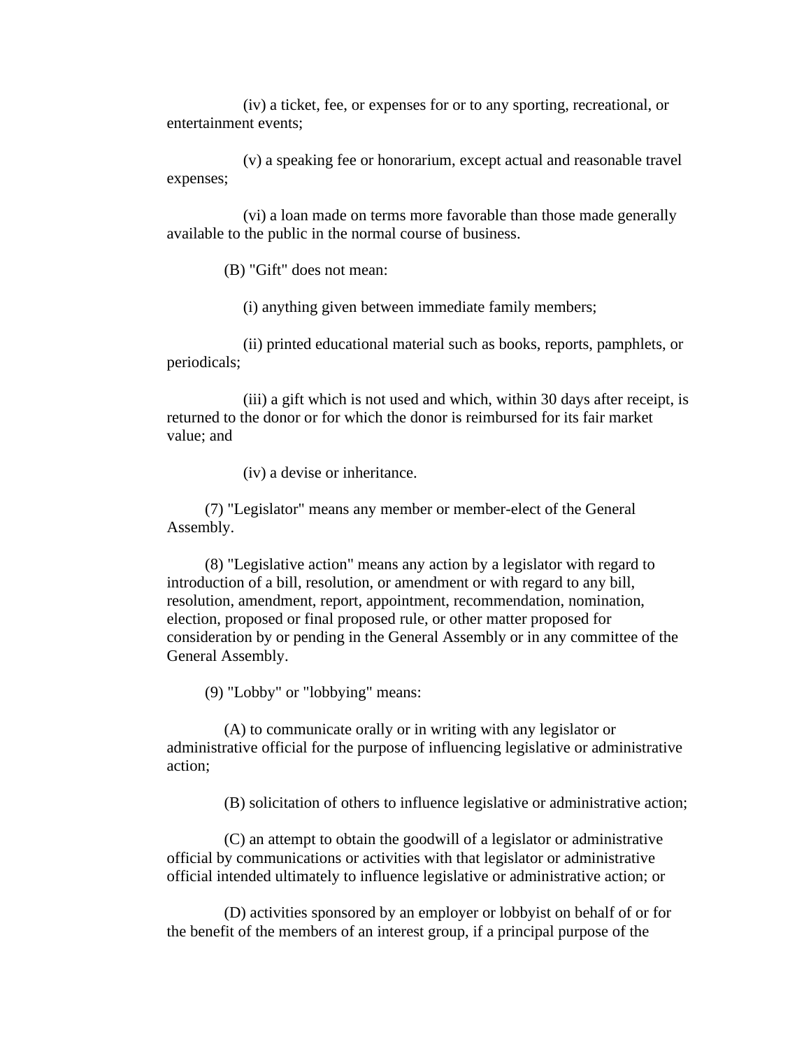(iv) a ticket, fee, or expenses for or to any sporting, recreational, or entertainment events;

(v) a speaking fee or honorarium, except actual and reasonable travel expenses;

(vi) a loan made on terms more favorable than those made generally available to the public in the normal course of business.

(B) "Gift" does not mean:

(i) anything given between immediate family members;

(ii) printed educational material such as books, reports, pamphlets, or periodicals;

(iii) a gift which is not used and which, within 30 days after receipt, is returned to the donor or for which the donor is reimbursed for its fair market value; and

(iv) a devise or inheritance.

(7) "Legislator" means any member or member-elect of the General Assembly.

(8) "Legislative action" means any action by a legislator with regard to introduction of a bill, resolution, or amendment or with regard to any bill, resolution, amendment, report, appointment, recommendation, nomination, election, proposed or final proposed rule, or other matter proposed for consideration by or pending in the General Assembly or in any committee of the General Assembly.

(9) "Lobby" or "lobbying" means:

(A) to communicate orally or in writing with any legislator or administrative official for the purpose of influencing legislative or administrative action;

(B) solicitation of others to influence legislative or administrative action;

(C) an attempt to obtain the goodwill of a legislator or administrative official by communications or activities with that legislator or administrative official intended ultimately to influence legislative or administrative action; or

(D) activities sponsored by an employer or lobbyist on behalf of or for the benefit of the members of an interest group, if a principal purpose of the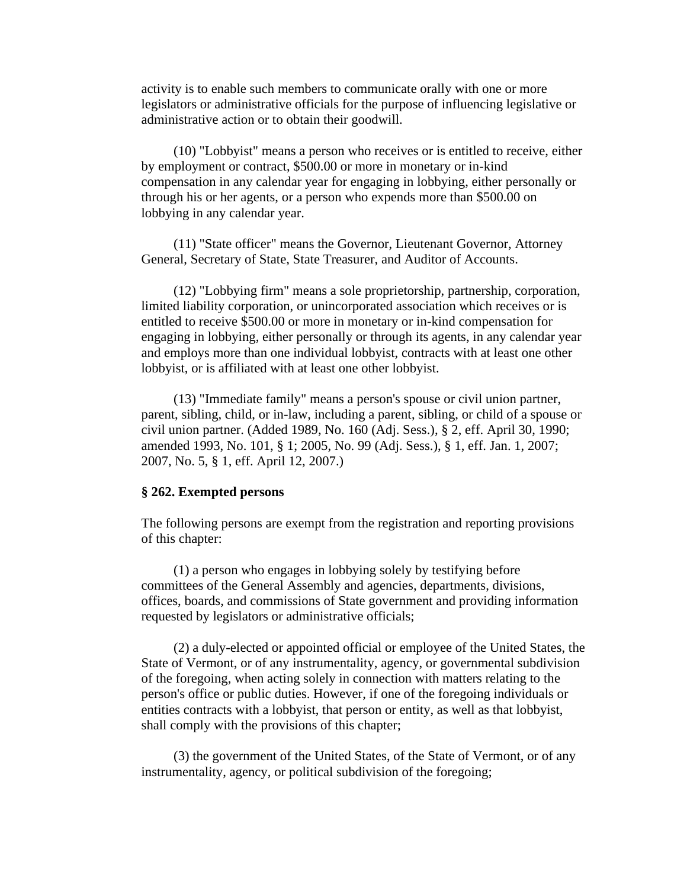activity is to enable such members to communicate orally with one or more legislators or administrative officials for the purpose of influencing legislative or administrative action or to obtain their goodwill.

(10) "Lobbyist" means a person who receives or is entitled to receive, either by employment or contract, $500.00 or more in monetary or in-kind compensation in any calendar year for engaging in lobbying, either personally or through his or her agents, or a person who expends more than $500.00 on lobbying in any calendar year.

(11) "State officer" means the Governor, Lieutenant Governor, Attorney General, Secretary of State, State Treasurer, and Auditor of Accounts.

(12) "Lobbying firm" means a sole proprietorship, partnership, corporation, limited liability corporation, or unincorporated association which receives or is entitled to receive $500.00 or more in monetary or in-kind compensation for engaging in lobbying, either personally or through its agents, in any calendar year and employs more than one individual lobbyist, contracts with at least one other lobbyist, or is affiliated with at least one other lobbyist.

(13) "Immediate family" means a person's spouse or civil union partner, parent, sibling, child, or in-law, including a parent, sibling, or child of a spouse or civil union partner. (Added 1989, No. 160 (Adj. Sess.), § 2, eff. April 30, 1990; amended 1993, No. 101, § 1; 2005, No. 99 (Adj. Sess.), § 1, eff. Jan. 1, 2007; 2007, No. 5, § 1, eff. April 12, 2007.)

**§ 262. Exempted persons**

The following persons are exempt from the registration and reporting provisions of this chapter:

(1) a person who engages in lobbying solely by testifying before committees of the General Assembly and agencies, departments, divisions, offices, boards, and commissions of State government and providing information requested by legislators or administrative officials;

(2) a duly-elected or appointed official or employee of the United States, the State of Vermont, or of any instrumentality, agency, or governmental subdivision of the foregoing, when acting solely in connection with matters relating to the person's office or public duties. However, if one of the foregoing individuals or entities contracts with a lobbyist, that person or entity, as well as that lobbyist, shall comply with the provisions of this chapter;

(3) the government of the United States, of the State of Vermont, or of any instrumentality, agency, or political subdivision of the foregoing;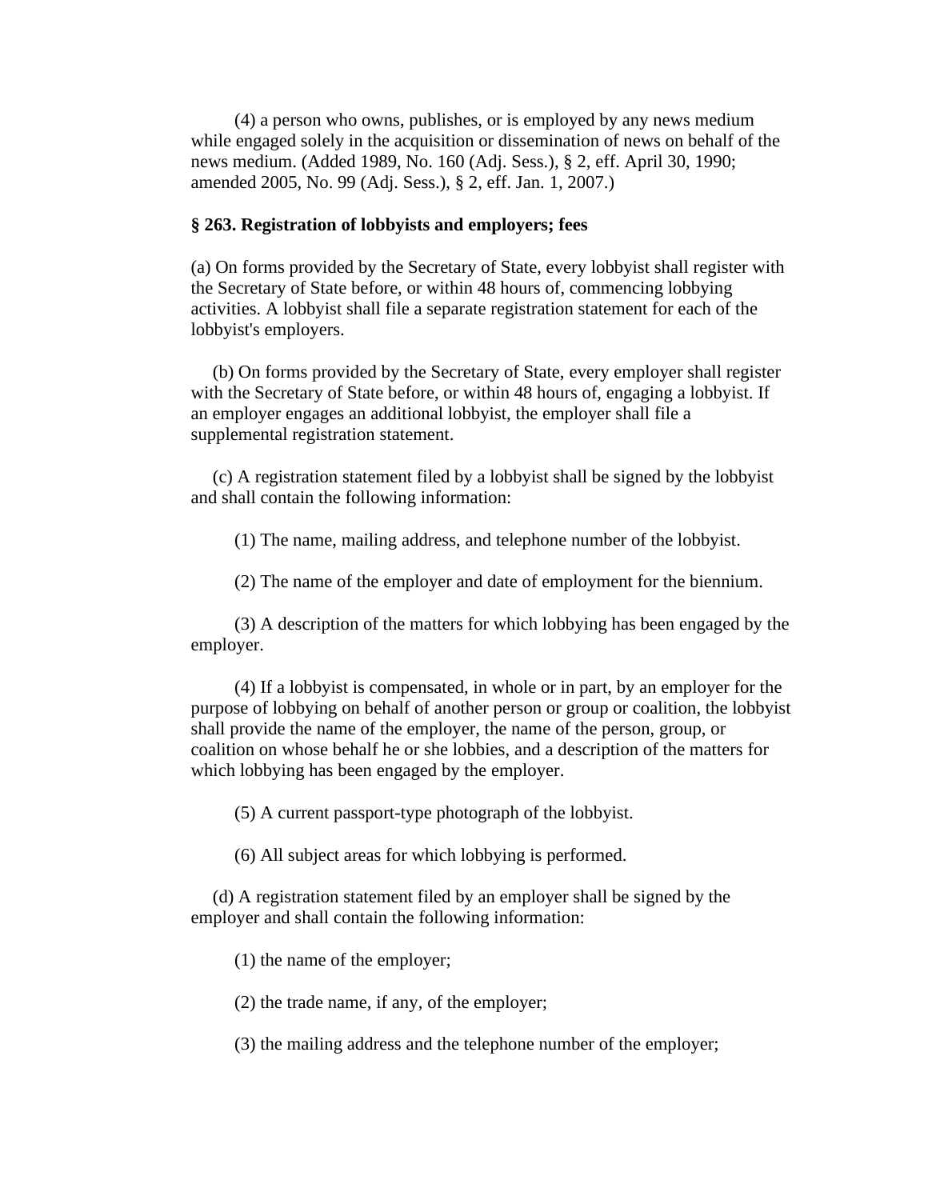(4) a person who owns, publishes, or is employed by any news medium while engaged solely in the acquisition or dissemination of news on behalf of the news medium. (Added 1989, No. 160 (Adj. Sess.), § 2, eff. April 30, 1990; amended 2005, No. 99 (Adj. Sess.), § 2, eff. Jan. 1, 2007.)

**§ 263. Registration of lobbyists and employers; fees**

(a) On forms provided by the Secretary of State, every lobbyist shall register with the Secretary of State before, or within 48 hours of, commencing lobbying activities. A lobbyist shall file a separate registration statement for each of the lobbyist's employers.

(b) On forms provided by the Secretary of State, every employer shall register with the Secretary of State before, or within 48 hours of, engaging a lobbyist. If an employer engages an additional lobbyist, the employer shall file a supplemental registration statement.

(c) A registration statement filed by a lobbyist shall be signed by the lobbyist and shall contain the following information:

(1) The name, mailing address, and telephone number of the lobbyist.

(2) The name of the employer and date of employment for the biennium.

(3) A description of the matters for which lobbying has been engaged by the employer.

(4) If a lobbyist is compensated, in whole or in part, by an employer for the purpose of lobbying on behalf of another person or group or coalition, the lobbyist shall provide the name of the employer, the name of the person, group, or coalition on whose behalf he or she lobbies, and a description of the matters for which lobbying has been engaged by the employer.

(5) A current passport-type photograph of the lobbyist.

(6) All subject areas for which lobbying is performed.

(d) A registration statement filed by an employer shall be signed by the employer and shall contain the following information:

(1) the name of the employer;

(2) the trade name, if any, of the employer;

(3) the mailing address and the telephone number of the employer;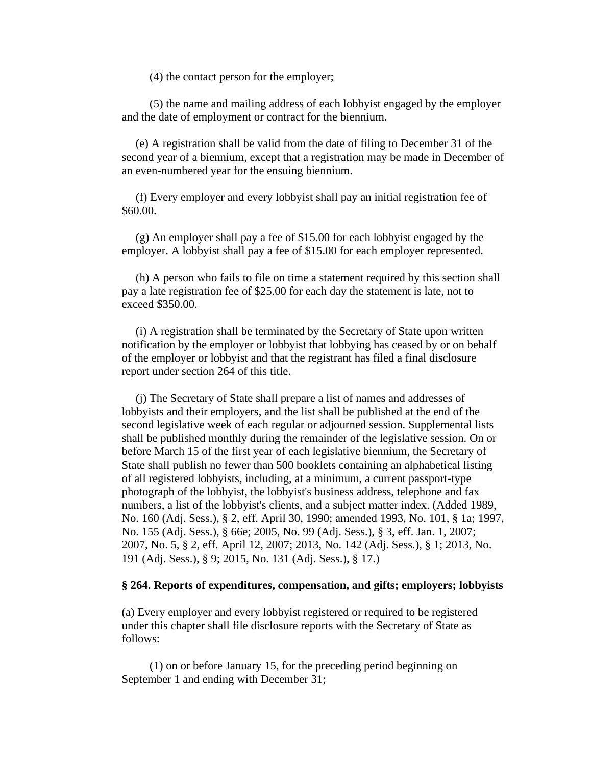(4) the contact person for the employer;

(5) the name and mailing address of each lobbyist engaged by the employer and the date of employment or contract for the biennium.

(e) A registration shall be valid from the date of filing to December 31 of the second year of a biennium, except that a registration may be made in December of an even-numbered year for the ensuing biennium.

(f) Every employer and every lobbyist shall pay an initial registration fee of $60.00.

(g) An employer shall pay a fee of $15.00 for each lobbyist engaged by the employer. A lobbyist shall pay a fee of $15.00 for each employer represented.

(h) A person who fails to file on time a statement required by this section shall pay a late registration fee of $25.00 for each day the statement is late, not to exceed $350.00.

(i) A registration shall be terminated by the Secretary of State upon written notification by the employer or lobbyist that lobbying has ceased by or on behalf of the employer or lobbyist and that the registrant has filed a final disclosure report under section 264 of this title.

(j) The Secretary of State shall prepare a list of names and addresses of lobbyists and their employers, and the list shall be published at the end of the second legislative week of each regular or adjourned session. Supplemental lists shall be published monthly during the remainder of the legislative session. On or before March 15 of the first year of each legislative biennium, the Secretary of State shall publish no fewer than 500 booklets containing an alphabetical listing of all registered lobbyists, including, at a minimum, a current passport-type photograph of the lobbyist, the lobbyist's business address, telephone and fax numbers, a list of the lobbyist's clients, and a subject matter index. (Added 1989, No. 160 (Adj. Sess.), § 2, eff. April 30, 1990; amended 1993, No. 101, § 1a; 1997, No. 155 (Adj. Sess.), § 66e; 2005, No. 99 (Adj. Sess.), § 3, eff. Jan. 1, 2007; 2007, No. 5, § 2, eff. April 12, 2007; 2013, No. 142 (Adj. Sess.), § 1; 2013, No. 191 (Adj. Sess.), § 9; 2015, No. 131 (Adj. Sess.), § 17.)

**§ 264. Reports of expenditures, compensation, and gifts; employers; lobbyists**

(a) Every employer and every lobbyist registered or required to be registered under this chapter shall file disclosure reports with the Secretary of State as follows:

(1) on or before January 15, for the preceding period beginning on September 1 and ending with December 31;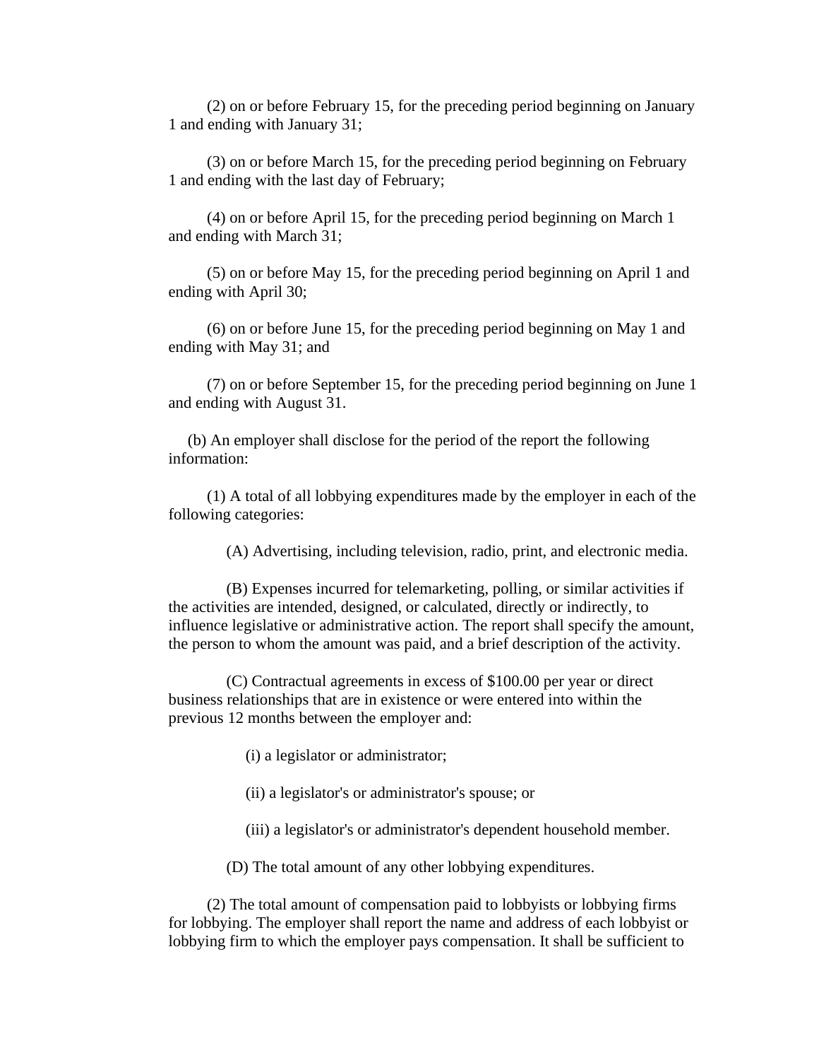(2) on or before February 15, for the preceding period beginning on January 1 and ending with January 31;

(3) on or before March 15, for the preceding period beginning on February 1 and ending with the last day of February;

(4) on or before April 15, for the preceding period beginning on March 1 and ending with March 31;

(5) on or before May 15, for the preceding period beginning on April 1 and ending with April 30;

(6) on or before June 15, for the preceding period beginning on May 1 and ending with May 31; and

(7) on or before September 15, for the preceding period beginning on June 1 and ending with August 31.

(b) An employer shall disclose for the period of the report the following information:

(1) A total of all lobbying expenditures made by the employer in each of the following categories:

(A) Advertising, including television, radio, print, and electronic media.

(B) Expenses incurred for telemarketing, polling, or similar activities if the activities are intended, designed, or calculated, directly or indirectly, to influence legislative or administrative action. The report shall specify the amount, the person to whom the amount was paid, and a brief description of the activity.

(C) Contractual agreements in excess of $100.00 per year or direct business relationships that are in existence or were entered into within the previous 12 months between the employer and:

(i) a legislator or administrator;

(ii) a legislator's or administrator's spouse; or

(iii) a legislator's or administrator's dependent household member.

(D) The total amount of any other lobbying expenditures.

(2) The total amount of compensation paid to lobbyists or lobbying firms for lobbying. The employer shall report the name and address of each lobbyist or lobbying firm to which the employer pays compensation. It shall be sufficient to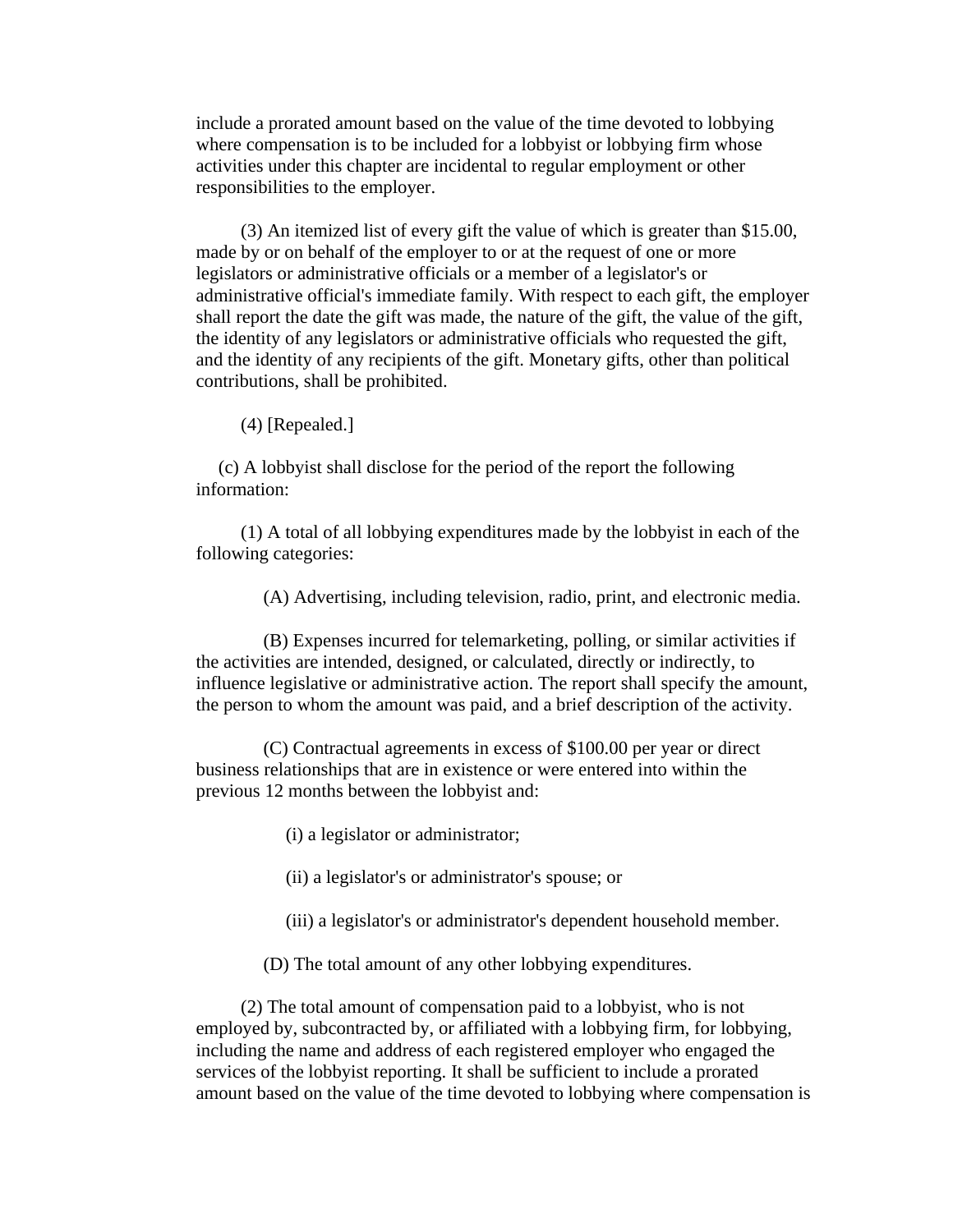include a prorated amount based on the value of the time devoted to lobbying where compensation is to be included for a lobbyist or lobbying firm whose activities under this chapter are incidental to regular employment or other responsibilities to the employer.

(3) An itemized list of every gift the value of which is greater than $15.00, made by or on behalf of the employer to or at the request of one or more legislators or administrative officials or a member of a legislator's or administrative official's immediate family. With respect to each gift, the employer shall report the date the gift was made, the nature of the gift, the value of the gift, the identity of any legislators or administrative officials who requested the gift, and the identity of any recipients of the gift. Monetary gifts, other than political contributions, shall be prohibited.

(4) [Repealed.]

(c) A lobbyist shall disclose for the period of the report the following information:

(1) A total of all lobbying expenditures made by the lobbyist in each of the following categories:

(A) Advertising, including television, radio, print, and electronic media.

(B) Expenses incurred for telemarketing, polling, or similar activities if the activities are intended, designed, or calculated, directly or indirectly, to influence legislative or administrative action. The report shall specify the amount, the person to whom the amount was paid, and a brief description of the activity.

(C) Contractual agreements in excess of $100.00 per year or direct business relationships that are in existence or were entered into within the previous 12 months between the lobbyist and:

(i) a legislator or administrator;

(ii) a legislator's or administrator's spouse; or

(iii) a legislator's or administrator's dependent household member.

(D) The total amount of any other lobbying expenditures.

(2) The total amount of compensation paid to a lobbyist, who is not employed by, subcontracted by, or affiliated with a lobbying firm, for lobbying, including the name and address of each registered employer who engaged the services of the lobbyist reporting. It shall be sufficient to include a prorated amount based on the value of the time devoted to lobbying where compensation is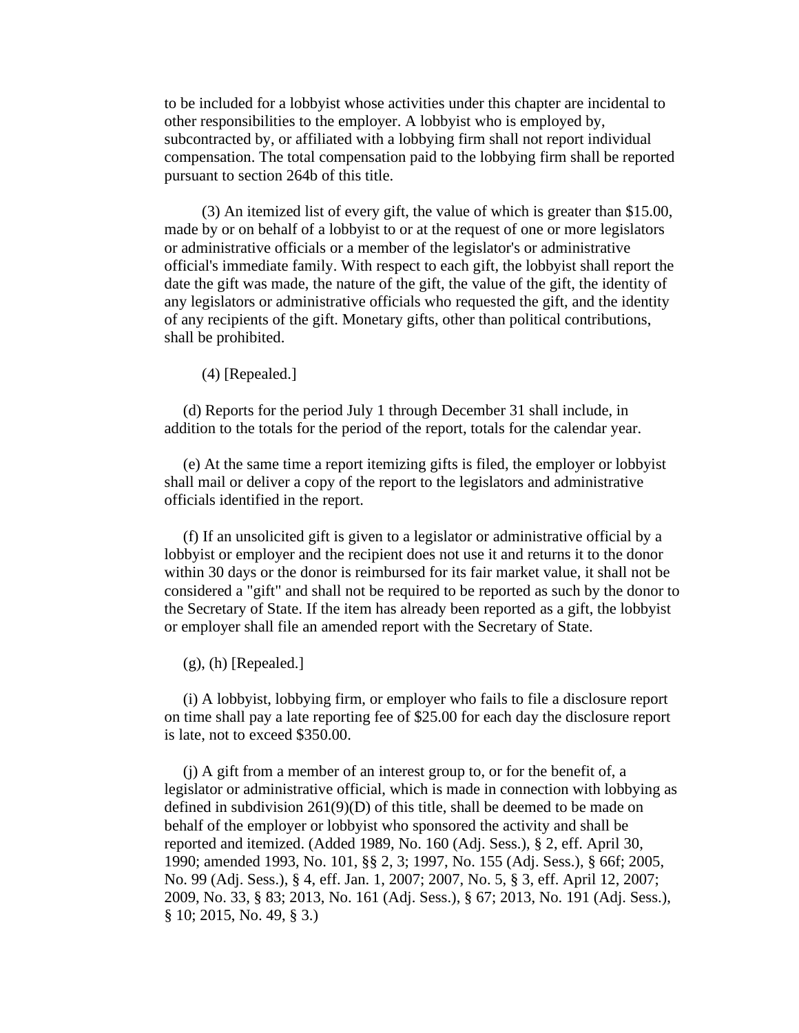to be included for a lobbyist whose activities under this chapter are incidental to other responsibilities to the employer. A lobbyist who is employed by, subcontracted by, or affiliated with a lobbying firm shall not report individual compensation. The total compensation paid to the lobbying firm shall be reported pursuant to section 264b of this title.

(3) An itemized list of every gift, the value of which is greater than $15.00, made by or on behalf of a lobbyist to or at the request of one or more legislators or administrative officials or a member of the legislator's or administrative official's immediate family. With respect to each gift, the lobbyist shall report the date the gift was made, the nature of the gift, the value of the gift, the identity of any legislators or administrative officials who requested the gift, and the identity of any recipients of the gift. Monetary gifts, other than political contributions, shall be prohibited.

(4) [Repealed.]

(d) Reports for the period July 1 through December 31 shall include, in addition to the totals for the period of the report, totals for the calendar year.

(e) At the same time a report itemizing gifts is filed, the employer or lobbyist shall mail or deliver a copy of the report to the legislators and administrative officials identified in the report.

(f) If an unsolicited gift is given to a legislator or administrative official by a lobbyist or employer and the recipient does not use it and returns it to the donor within 30 days or the donor is reimbursed for its fair market value, it shall not be considered a "gift" and shall not be required to be reported as such by the donor to the Secretary of State. If the item has already been reported as a gift, the lobbyist or employer shall file an amended report with the Secretary of State.

(g), (h) [Repealed.]

(i) A lobbyist, lobbying firm, or employer who fails to file a disclosure report on time shall pay a late reporting fee of $25.00 for each day the disclosure report is late, not to exceed $350.00.

(j) A gift from a member of an interest group to, or for the benefit of, a legislator or administrative official, which is made in connection with lobbying as defined in subdivision 261(9)(D) of this title, shall be deemed to be made on behalf of the employer or lobbyist who sponsored the activity and shall be reported and itemized. (Added 1989, No. 160 (Adj. Sess.), § 2, eff. April 30, 1990; amended 1993, No. 101, §§ 2, 3; 1997, No. 155 (Adj. Sess.), § 66f; 2005, No. 99 (Adj. Sess.), § 4, eff. Jan. 1, 2007; 2007, No. 5, § 3, eff. April 12, 2007; 2009, No. 33, § 83; 2013, No. 161 (Adj. Sess.), § 67; 2013, No. 191 (Adj. Sess.), § 10; 2015, No. 49, § 3.)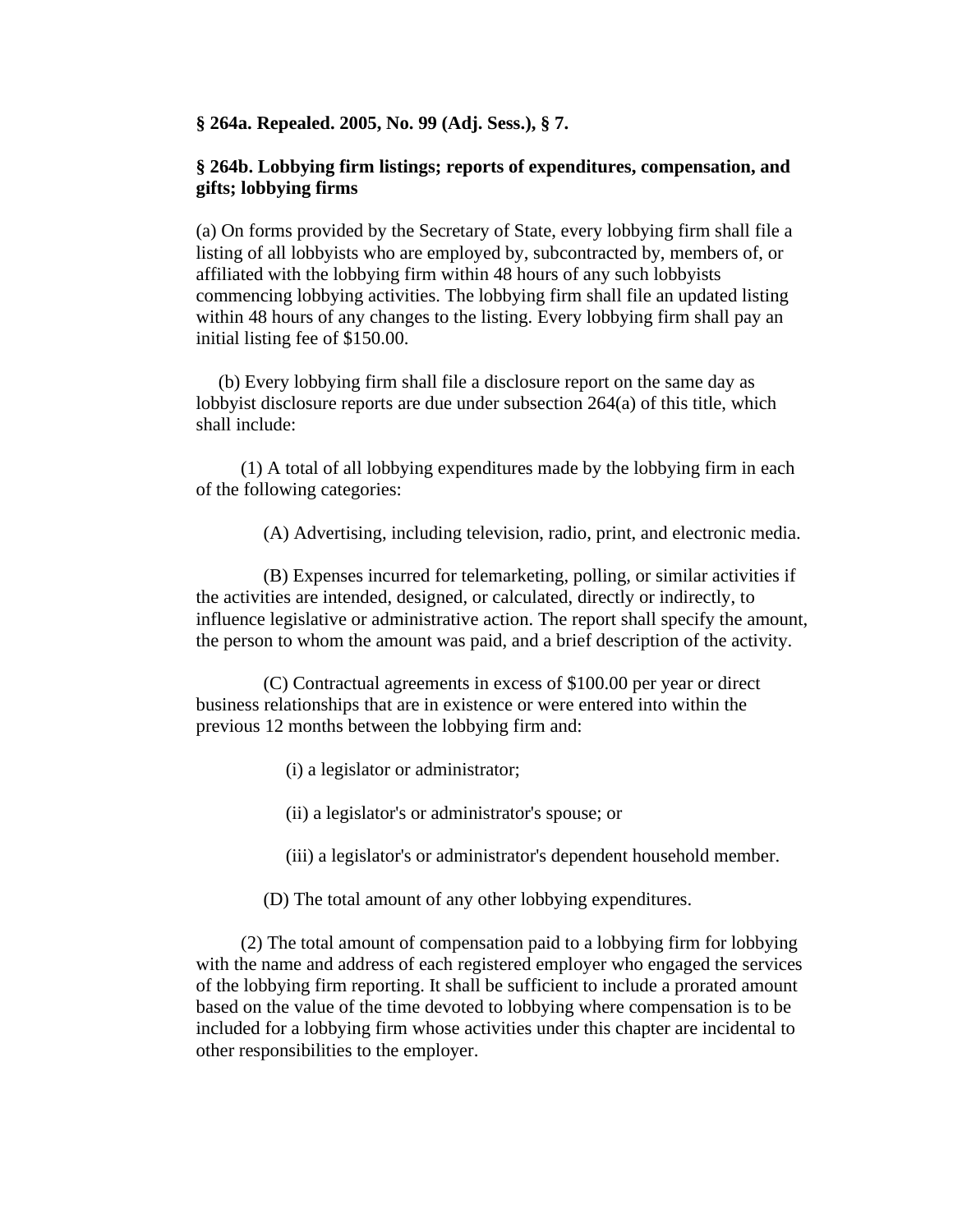**§ 264a. Repealed. 2005, No. 99 (Adj. Sess.), § 7.**

**§ 264b. Lobbying firm listings; reports of expenditures, compensation, and gifts; lobbying firms**

(a) On forms provided by the Secretary of State, every lobbying firm shall file a listing of all lobbyists who are employed by, subcontracted by, members of, or affiliated with the lobbying firm within 48 hours of any such lobbyists commencing lobbying activities. The lobbying firm shall file an updated listing within 48 hours of any changes to the listing. Every lobbying firm shall pay an initial listing fee of $150.00.

(b) Every lobbying firm shall file a disclosure report on the same day as lobbyist disclosure reports are due under subsection 264(a) of this title, which shall include:

(1) A total of all lobbying expenditures made by the lobbying firm in each of the following categories:

(A) Advertising, including television, radio, print, and electronic media.

(B) Expenses incurred for telemarketing, polling, or similar activities if the activities are intended, designed, or calculated, directly or indirectly, to influence legislative or administrative action. The report shall specify the amount, the person to whom the amount was paid, and a brief description of the activity.

(C) Contractual agreements in excess of $100.00 per year or direct business relationships that are in existence or were entered into within the previous 12 months between the lobbying firm and:

(i) a legislator or administrator;

(ii) a legislator's or administrator's spouse; or

(iii) a legislator's or administrator's dependent household member.

(D) The total amount of any other lobbying expenditures.

(2) The total amount of compensation paid to a lobbying firm for lobbying with the name and address of each registered employer who engaged the services of the lobbying firm reporting. It shall be sufficient to include a prorated amount based on the value of the time devoted to lobbying where compensation is to be included for a lobbying firm whose activities under this chapter are incidental to other responsibilities to the employer.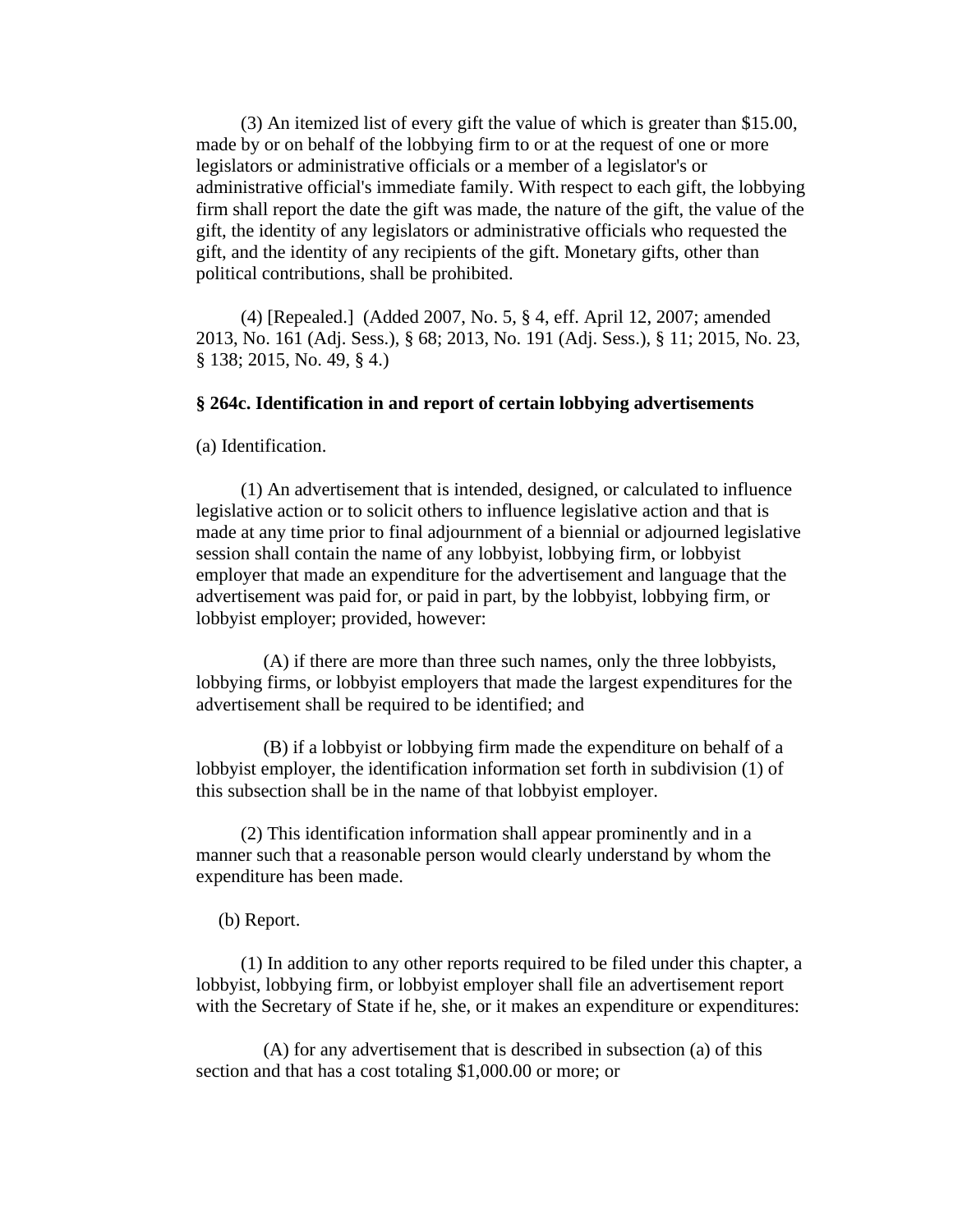(3) An itemized list of every gift the value of which is greater than $15.00, made by or on behalf of the lobbying firm to or at the request of one or more legislators or administrative officials or a member of a legislator's or administrative official's immediate family. With respect to each gift, the lobbying firm shall report the date the gift was made, the nature of the gift, the value of the gift, the identity of any legislators or administrative officials who requested the gift, and the identity of any recipients of the gift. Monetary gifts, other than political contributions, shall be prohibited.

(4) [Repealed.] (Added 2007, No. 5, § 4, eff. April 12, 2007; amended 2013, No. 161 (Adj. Sess.), § 68; 2013, No. 191 (Adj. Sess.), § 11; 2015, No. 23, § 138; 2015, No. 49, § 4.)

**§ 264c. Identification in and report of certain lobbying advertisements**

(a) Identification.

(1) An advertisement that is intended, designed, or calculated to influence legislative action or to solicit others to influence legislative action and that is made at any time prior to final adjournment of a biennial or adjourned legislative session shall contain the name of any lobbyist, lobbying firm, or lobbyist employer that made an expenditure for the advertisement and language that the advertisement was paid for, or paid in part, by the lobbyist, lobbying firm, or lobbyist employer; provided, however:

(A) if there are more than three such names, only the three lobbyists, lobbying firms, or lobbyist employers that made the largest expenditures for the advertisement shall be required to be identified; and

(B) if a lobbyist or lobbying firm made the expenditure on behalf of a lobbyist employer, the identification information set forth in subdivision (1) of this subsection shall be in the name of that lobbyist employer.

(2) This identification information shall appear prominently and in a manner such that a reasonable person would clearly understand by whom the expenditure has been made.

(b) Report.

(1) In addition to any other reports required to be filed under this chapter, a lobbyist, lobbying firm, or lobbyist employer shall file an advertisement report with the Secretary of State if he, she, or it makes an expenditure or expenditures:

(A) for any advertisement that is described in subsection (a) of this section and that has a cost totaling $1,000.00 or more; or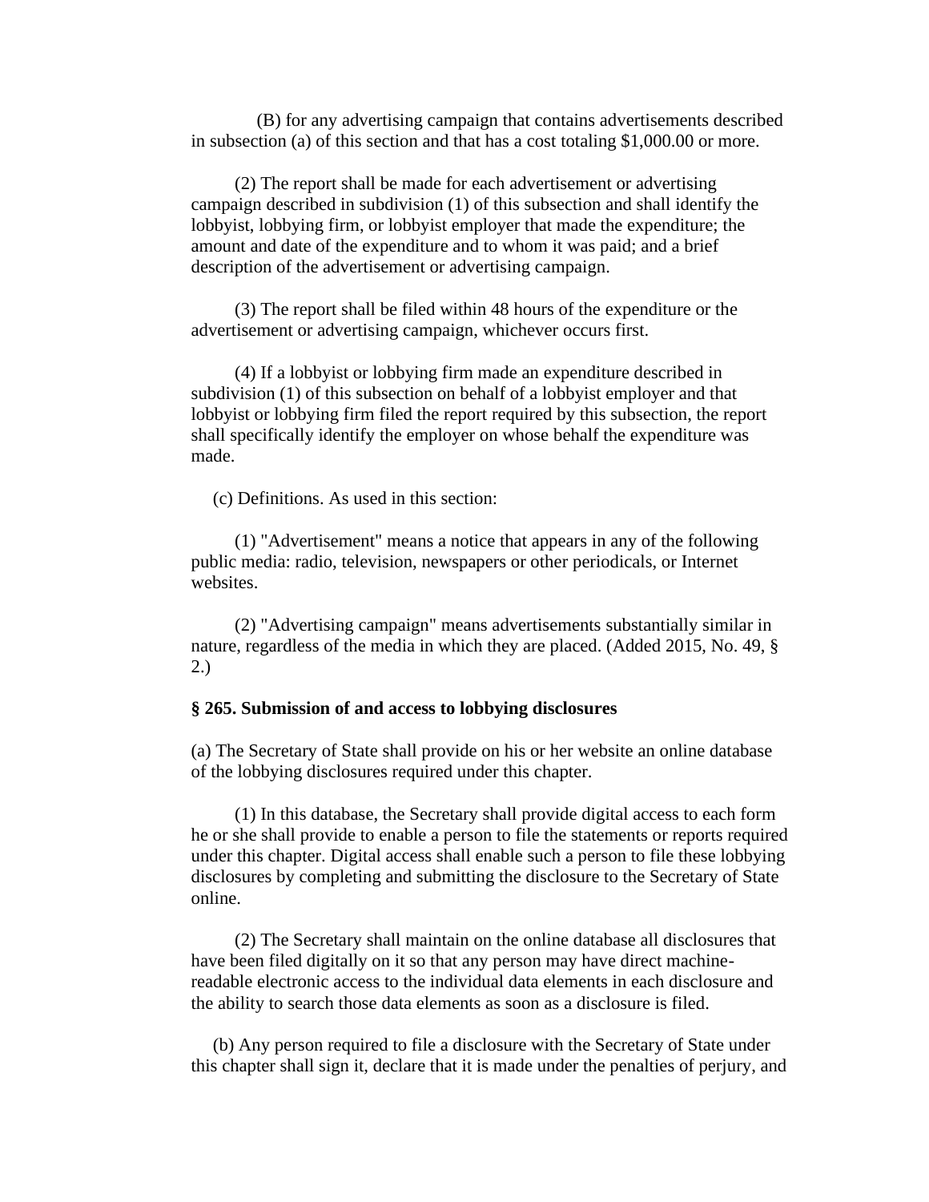(B) for any advertising campaign that contains advertisements described in subsection (a) of this section and that has a cost totaling $1,000.00 or more.

(2) The report shall be made for each advertisement or advertising campaign described in subdivision (1) of this subsection and shall identify the lobbyist, lobbying firm, or lobbyist employer that made the expenditure; the amount and date of the expenditure and to whom it was paid; and a brief description of the advertisement or advertising campaign.

(3) The report shall be filed within 48 hours of the expenditure or the advertisement or advertising campaign, whichever occurs first.

(4) If a lobbyist or lobbying firm made an expenditure described in subdivision (1) of this subsection on behalf of a lobbyist employer and that lobbyist or lobbying firm filed the report required by this subsection, the report shall specifically identify the employer on whose behalf the expenditure was made.

(c) Definitions. As used in this section:

(1) "Advertisement" means a notice that appears in any of the following public media: radio, television, newspapers or other periodicals, or Internet websites.

(2) "Advertising campaign" means advertisements substantially similar in nature, regardless of the media in which they are placed. (Added 2015, No. 49, § 2.)

**§ 265. Submission of and access to lobbying disclosures**

(a) The Secretary of State shall provide on his or her website an online database of the lobbying disclosures required under this chapter.

(1) In this database, the Secretary shall provide digital access to each form he or she shall provide to enable a person to file the statements or reports required under this chapter. Digital access shall enable such a person to file these lobbying disclosures by completing and submitting the disclosure to the Secretary of State online.

(2) The Secretary shall maintain on the online database all disclosures that have been filed digitally on it so that any person may have direct machine-readable electronic access to the individual data elements in each disclosure and the ability to search those data elements as soon as a disclosure is filed.

(b) Any person required to file a disclosure with the Secretary of State under this chapter shall sign it, declare that it is made under the penalties of perjury, and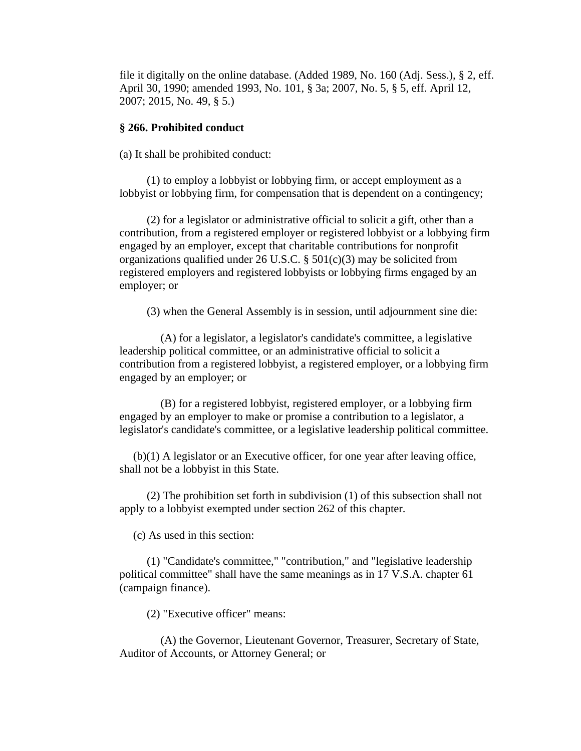file it digitally on the online database. (Added 1989, No. 160 (Adj. Sess.), § 2, eff. April 30, 1990; amended 1993, No. 101, § 3a; 2007, No. 5, § 5, eff. April 12, 2007; 2015, No. 49, § 5.)

**§ 266. Prohibited conduct**

(a) It shall be prohibited conduct:

(1) to employ a lobbyist or lobbying firm, or accept employment as a lobbyist or lobbying firm, for compensation that is dependent on a contingency;

(2) for a legislator or administrative official to solicit a gift, other than a contribution, from a registered employer or registered lobbyist or a lobbying firm engaged by an employer, except that charitable contributions for nonprofit organizations qualified under 26 U.S.C. § 501(c)(3) may be solicited from registered employers and registered lobbyists or lobbying firms engaged by an employer; or

(3) when the General Assembly is in session, until adjournment sine die:

(A) for a legislator, a legislator's candidate's committee, a legislative leadership political committee, or an administrative official to solicit a contribution from a registered lobbyist, a registered employer, or a lobbying firm engaged by an employer; or

(B) for a registered lobbyist, registered employer, or a lobbying firm engaged by an employer to make or promise a contribution to a legislator, a legislator's candidate's committee, or a legislative leadership political committee.

(b)(1) A legislator or an Executive officer, for one year after leaving office, shall not be a lobbyist in this State.

(2) The prohibition set forth in subdivision (1) of this subsection shall not apply to a lobbyist exempted under section 262 of this chapter.

(c) As used in this section:

(1) "Candidate's committee," "contribution," and "legislative leadership political committee" shall have the same meanings as in 17 V.S.A. chapter 61 (campaign finance).

(2) "Executive officer" means:

(A) the Governor, Lieutenant Governor, Treasurer, Secretary of State, Auditor of Accounts, or Attorney General; or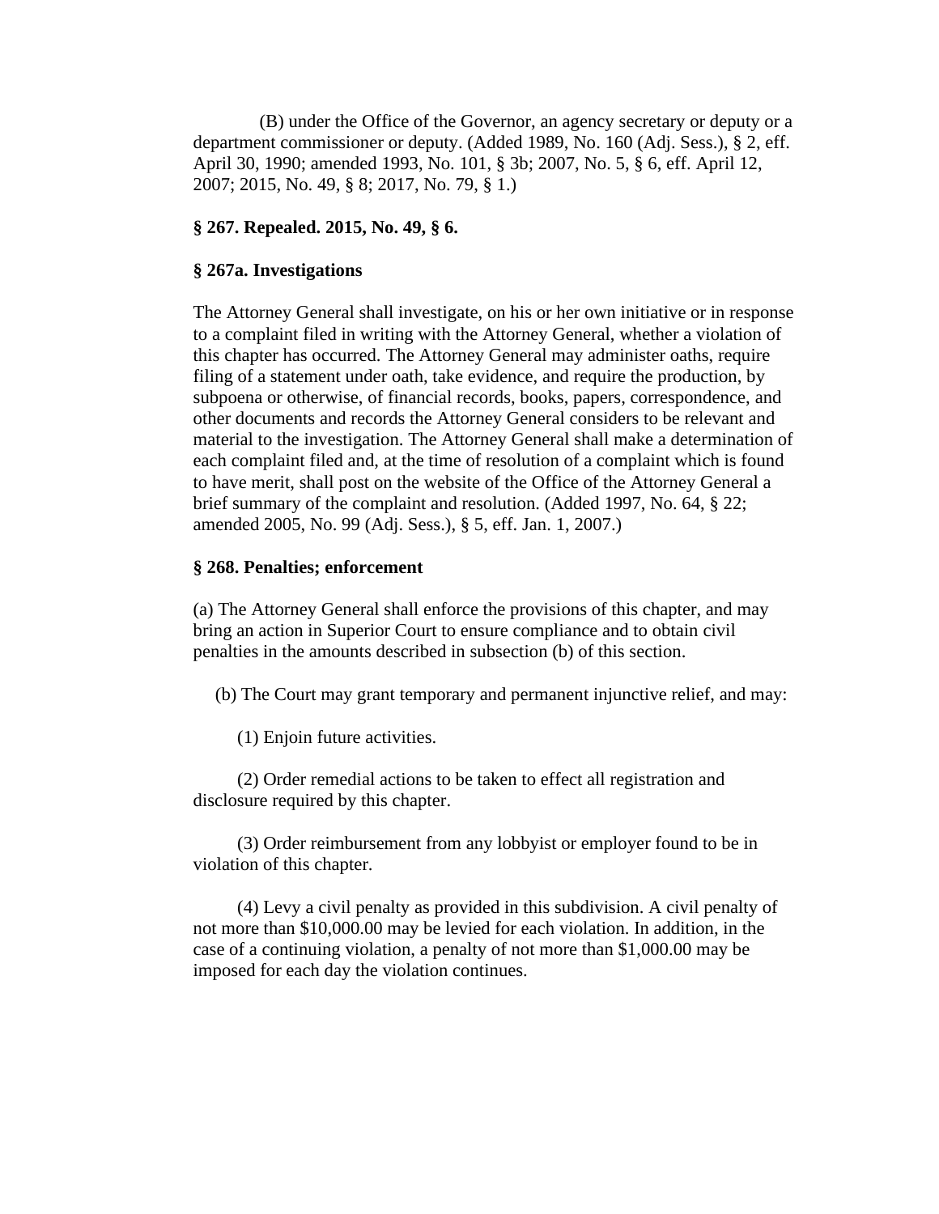(B) under the Office of the Governor, an agency secretary or deputy or a department commissioner or deputy. (Added 1989, No. 160 (Adj. Sess.), § 2, eff. April 30, 1990; amended 1993, No. 101, § 3b; 2007, No. 5, § 6, eff. April 12, 2007; 2015, No. 49, § 8; 2017, No. 79, § 1.)

**§ 267. Repealed. 2015, No. 49, § 6.**

**§ 267a. Investigations**

The Attorney General shall investigate, on his or her own initiative or in response to a complaint filed in writing with the Attorney General, whether a violation of this chapter has occurred. The Attorney General may administer oaths, require filing of a statement under oath, take evidence, and require the production, by subpoena or otherwise, of financial records, books, papers, correspondence, and other documents and records the Attorney General considers to be relevant and material to the investigation. The Attorney General shall make a determination of each complaint filed and, at the time of resolution of a complaint which is found to have merit, shall post on the website of the Office of the Attorney General a brief summary of the complaint and resolution. (Added 1997, No. 64, § 22; amended 2005, No. 99 (Adj. Sess.), § 5, eff. Jan. 1, 2007.)

**§ 268. Penalties; enforcement**

(a) The Attorney General shall enforce the provisions of this chapter, and may bring an action in Superior Court to ensure compliance and to obtain civil penalties in the amounts described in subsection (b) of this section.

(b) The Court may grant temporary and permanent injunctive relief, and may:

(1) Enjoin future activities.

(2) Order remedial actions to be taken to effect all registration and disclosure required by this chapter.

(3) Order reimbursement from any lobbyist or employer found to be in violation of this chapter.

(4) Levy a civil penalty as provided in this subdivision. A civil penalty of not more than \$10,000.00 may be levied for each violation. In addition, in the case of a continuing violation, a penalty of not more than \$1,000.00 may be imposed for each day the violation continues.